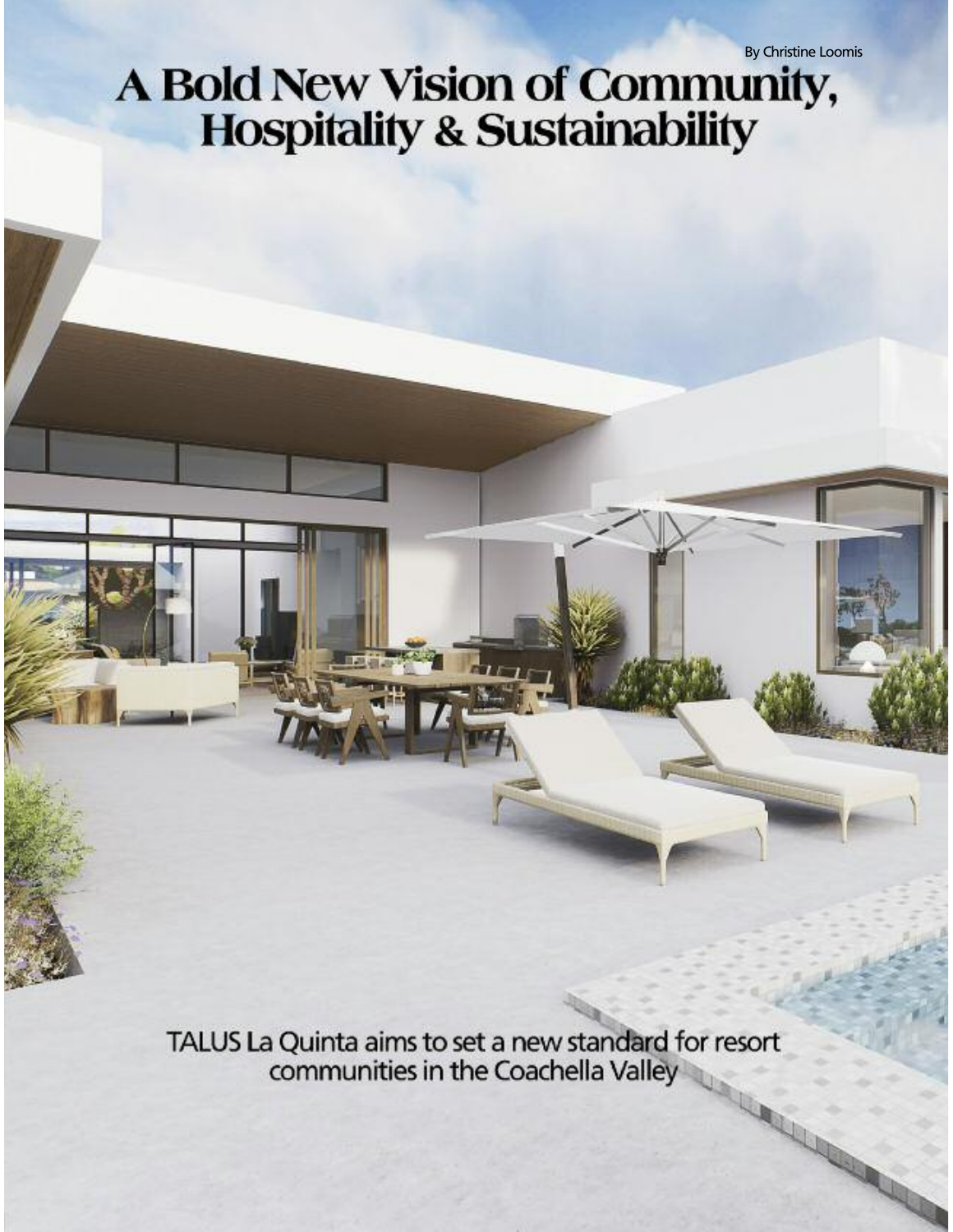By Christine Loomis

# A Bold New Vision of Community, Hospitality & Sustainability

TALUS La Quinta aims to set a new standard for resort communities in the Coachella Valley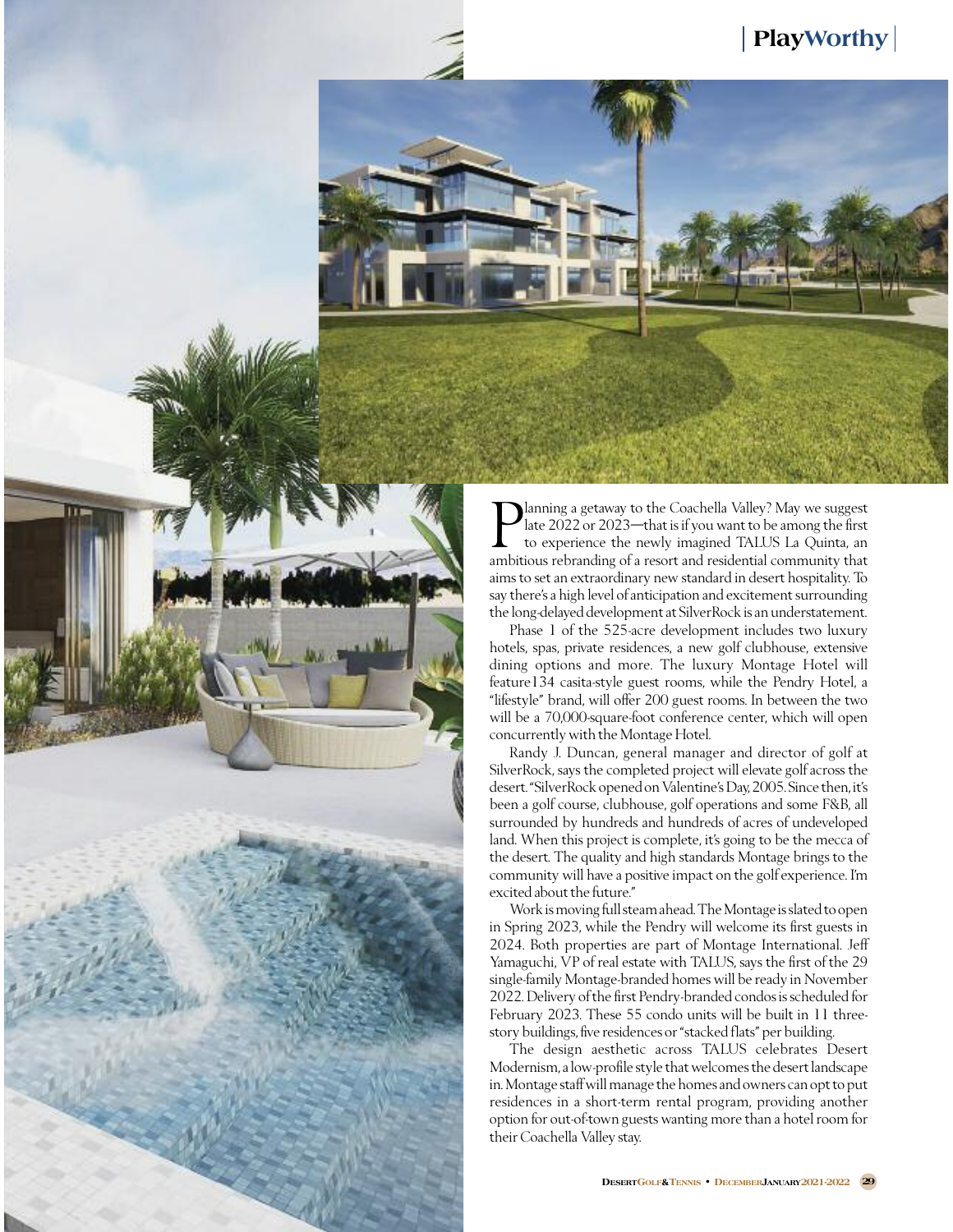Planning a getaway to the Coachella Valley? May we suggest late 2022 or 2023—that is if you want to be among the first to experience the newly imagined TALUS La Quinta, an ambitious rebranding of a resort and residential community that aims to set an extraordinary new standard in desert hospitality. To say there's a high level of anticipation and excitement surrounding the long-delayed development at SilverRock is an understatement.

Phase 1 of the 525-acre development includes two luxury hotels, spas, private residences, a new golf clubhouse, extensive dining options and more. The luxury Montage Hotel will feature 134 casita-style guest rooms, while the Pendry Hotel, a "lifestyle" brand, will offer 200 guest rooms. In between the two will be a 70,000-square-foot conference center, which will open concurrently with the Montage Hotel.

Randy J. Duncan, general manager and director of golf at SilverRock, says the completed project will elevate golf across the desert. "SilverRock opened on Valentine's Day, 2005. Since then, it's been a golf course, clubhouse, golf operations and some F&B, all surrounded by hundreds and hundreds of acres of undeveloped land. When this project is complete, it's going to be the mecca of the desert. The quality and high standards Montage brings to the community will have a positive impact on the golf experience. I'm excited about the future."

Work is moving full steam ahead. The Montage is slated to open in Spring 2023, while the Pendry will welcome its first guests in 2024. Both properties are part of Montage International. Jeff Yamaguchi, VP of real estate with TALUS, says the first of the 29 single-family Montage-branded homes will be ready in November 2022. Delivery of the first Pendry-branded condos is scheduled for February 2023. These 55 condo units will be built in 11 three-story buildings, five residences or "stacked flats" per building.

The design aesthetic across TALUS celebrates Desert Modernism, a low-profile style that welcomes the desert landscape in. Montage staff will manage the homes and owners can opt to put residences in a short-term rental program, providing another option for out-of-town guests wanting more than a hotel room for their Coachella Valley stay.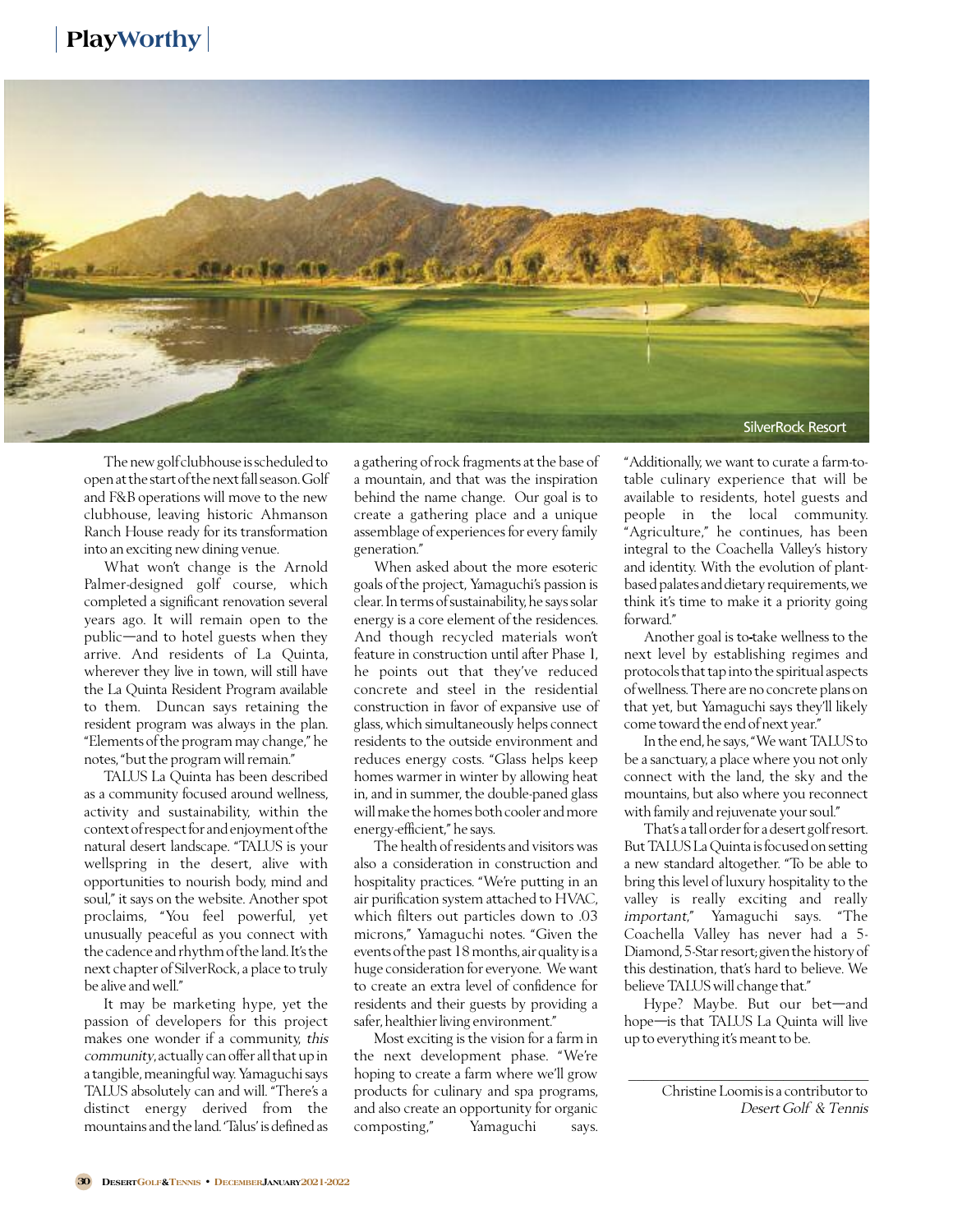SilverRock Resort

The new golf clubhouse is scheduled to open at the start of the next fall season. Golf and F&B operations will move to the new clubhouse, leaving historic Ahmanson Ranch House ready for its transformation into an exciting new dining venue.

What won't change is the Arnold Palmer-designed golf course, which completed a significant renovation several years ago. It will remain open to the public—and to hotel guests when they arrive. And residents of La Quinta, wherever they live in town, will still have the La Quinta Resident Program available to them. Duncan says retaining the resident program was always in the plan. "Elements of the program may change," he notes, "but the program will remain."

TALUS La Quinta has been described as a community focused around wellness, activity and sustainability, within the context of respect for and enjoyment of the natural desert landscape. "TALUS is your wellspring in the desert, alive with opportunities to nourish body, mind and soul," it says on the website. Another spot proclaims, "You feel powerful, yet unusually peaceful as you connect with the cadence and rhythm of the land. It's the next chapter of SilverRock, a place to truly be alive and well."

It may be marketing hype, yet the passion of developers for this project makes one wonder if a community, *this community*, actually can offer all that up in a tangible, meaningful way. Yamaguchi says TALUS absolutely can and will. "There's a distinct energy derived from the mountains and the land. 'Talus' is defined as a gathering of rock fragments at the base of a mountain, and that was the inspiration behind the name change. Our goal is to create a gathering place and a unique assemblage of experiences for every family generation."

When asked about the more esoteric goals of the project, Yamaguchi's passion is clear. In terms of sustainability, he says solar energy is a core element of the residences. And though recycled materials won't feature in construction until after Phase 1, he points out that they've reduced concrete and steel in the residential construction in favor of expansive use of glass, which simultaneously helps connect residents to the outside environment and reduces energy costs. "Glass helps keep homes warmer in winter by allowing heat in, and in summer, the double-paned glass will make the homes both cooler and more energy-efficient," he says.

The health of residents and visitors was also a consideration in construction and hospitality practices. "We're putting in an air purification system attached to HVAC, which filters out particles down to .03 microns," Yamaguchi notes. "Given the events of the past 18 months, air quality is a huge consideration for everyone. We want to create an extra level of confidence for residents and their guests by providing a safer, healthier living environment."

Most exciting is the vision for a farm in the next development phase. "We're hoping to create a farm where we'll grow products for culinary and spa programs, and also create an opportunity for organic composting," Yamaguchi says. "Additionally, we want to curate a farm-to-table culinary experience that will be available to residents, hotel guests and people in the local community. "Agriculture," he continues, has been integral to the Coachella Valley's history and identity. With the evolution of plant-based palates and dietary requirements, we think it's time to make it a priority going forward."

Another goal is to take wellness to the next level by establishing regimes and protocols that tap into the spiritual aspects of wellness. There are no concrete plans on that yet, but Yamaguchi says they'll likely come toward the end of next year."

In the end, he says, "We want TALUS to be a sanctuary, a place where you not only connect with the land, the sky and the mountains, but also where you reconnect with family and rejuvenate your soul."

That's a tall order for a desert golf resort. But TALUS La Quinta is focused on setting a new standard altogether. "To be able to bring this level of luxury hospitality to the valley is really exciting and really *important*," Yamaguchi says. "The Coachella Valley has never had a 5-Diamond, 5-Star resort; given the history of this destination, that's hard to believe. We believe TALUS will change that."

Hype? Maybe. But our bet—and hope—is that TALUS La Quinta will live up to everything it's meant to be.

---

Christine Loomis is a contributor to *Desert Golf & Tennis*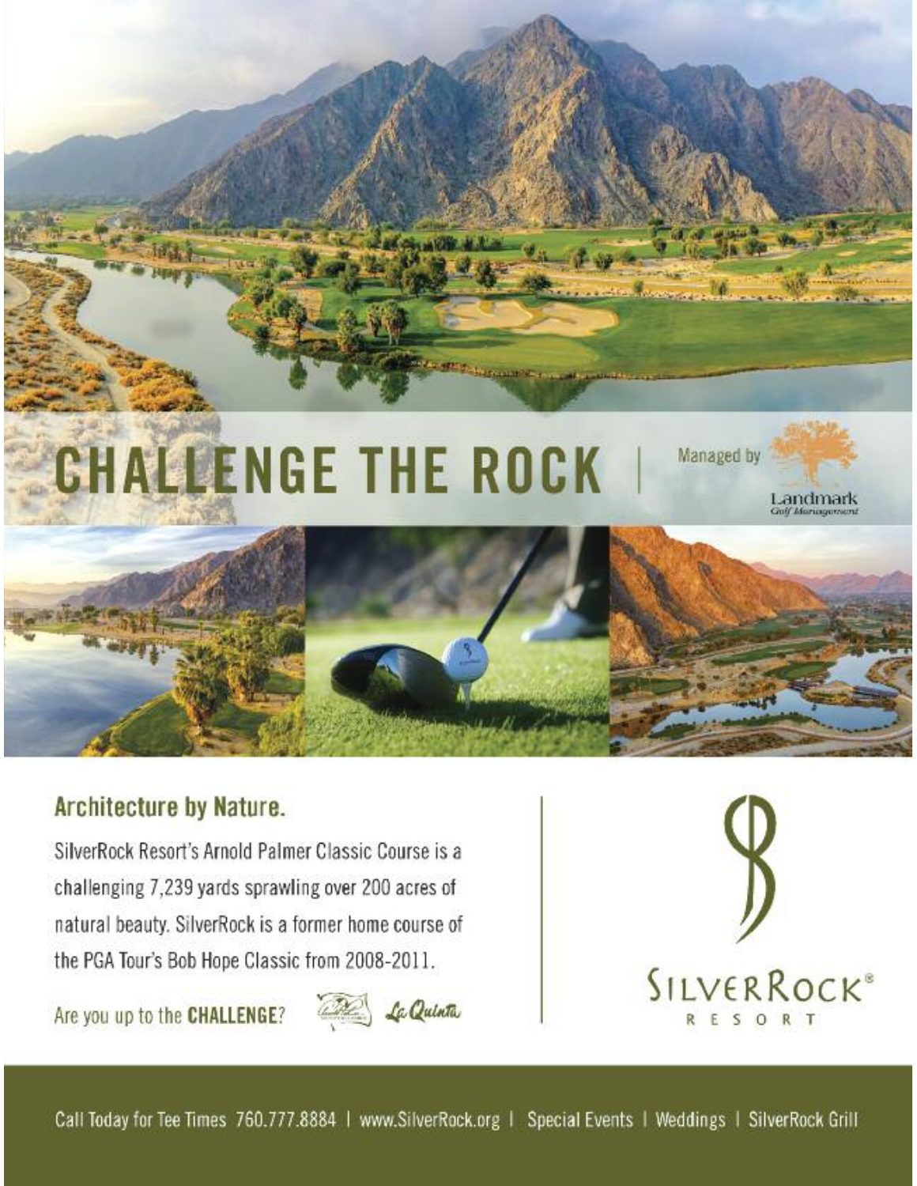# CHALLENGE THE ROCK

Managed by Landmark Golf Management

## Architecture by Nature.

SilverRock Resort's Arnold Palmer Classic Course is a challenging 7,239 yards sprawling over 200 acres of natural beauty. SilverRock is a former home course of the PGA Tour's Bob Hope Classic from 2008-2011.

Are you up to the **CHALLENGE**?

La Quinta

SILVERROCK® RESORT

Call Today for Tee Times 760.777.8884 | www.SilverRock.org | Special Events | Weddings | SilverRock Grill